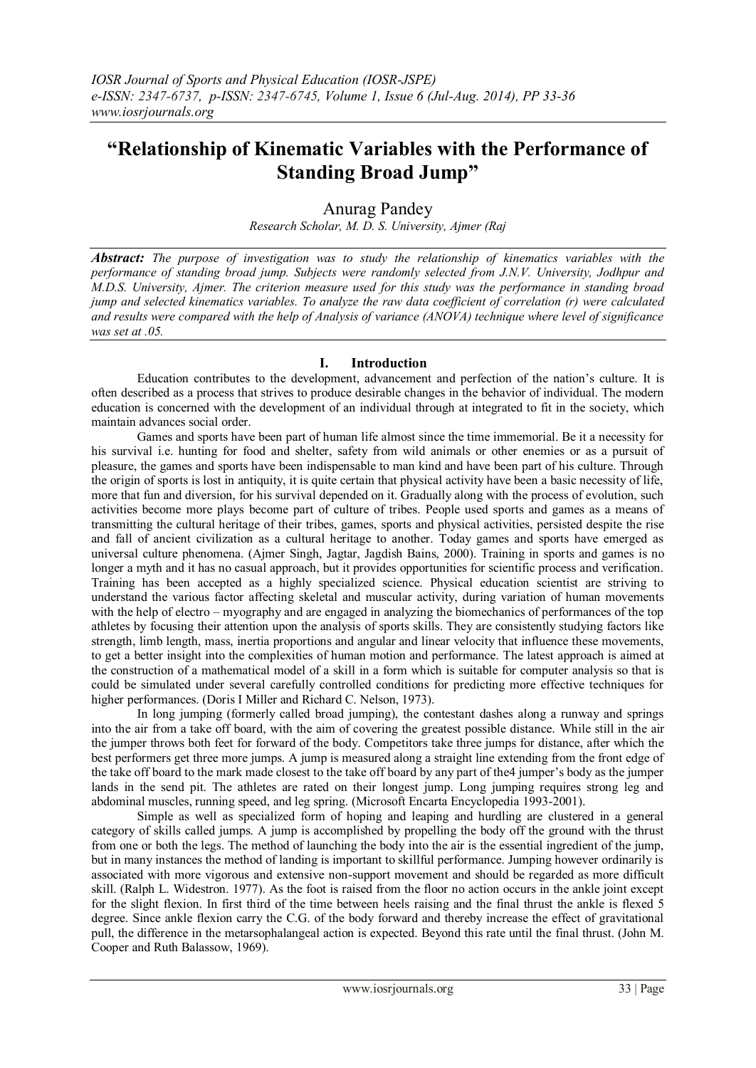# "Relationship of Kinematic Variables with the Performance of Standing Broad Jump"

Anurag Pandey

*Research Scholar, M. D. S. University, Ajmer (Raj*

***Abstract:*** *The purpose of investigation was to study the relationship of kinematics variables with the performance of standing broad jump. Subjects were randomly selected from J.N.V. University, Jodhpur and M.D.S. University, Ajmer. The criterion measure used for this study was the performance in standing broad jump and selected kinematics variables. To analyze the raw data coefficient of correlation (r) were calculated and results were compared with the help of Analysis of variance (ANOVA) technique where level of significance was set at .05.*

## I. Introduction

Education contributes to the development, advancement and perfection of the nation's culture. It is often described as a process that strives to produce desirable changes in the behavior of individual. The modern education is concerned with the development of an individual through at integrated to fit in the society, which maintain advances social order.

Games and sports have been part of human life almost since the time immemorial. Be it a necessity for his survival i.e. hunting for food and shelter, safety from wild animals or other enemies or as a pursuit of pleasure, the games and sports have been indispensable to man kind and have been part of his culture. Through the origin of sports is lost in antiquity, it is quite certain that physical activity have been a basic necessity of life, more that fun and diversion, for his survival depended on it. Gradually along with the process of evolution, such activities become more plays become part of culture of tribes. People used sports and games as a means of transmitting the cultural heritage of their tribes, games, sports and physical activities, persisted despite the rise and fall of ancient civilization as a cultural heritage to another. Today games and sports have emerged as universal culture phenomena. (Ajmer Singh, Jagtar, Jagdish Bains, 2000). Training in sports and games is no longer a myth and it has no casual approach, but it provides opportunities for scientific process and verification. Training has been accepted as a highly specialized science. Physical education scientist are striving to understand the various factor affecting skeletal and muscular activity, during variation of human movements with the help of electro – myography and are engaged in analyzing the biomechanics of performances of the top athletes by focusing their attention upon the analysis of sports skills. They are consistently studying factors like strength, limb length, mass, inertia proportions and angular and linear velocity that influence these movements, to get a better insight into the complexities of human motion and performance. The latest approach is aimed at the construction of a mathematical model of a skill in a form which is suitable for computer analysis so that is could be simulated under several carefully controlled conditions for predicting more effective techniques for higher performances. (Doris I Miller and Richard C. Nelson, 1973).

In long jumping (formerly called broad jumping), the contestant dashes along a runway and springs into the air from a take off board, with the aim of covering the greatest possible distance. While still in the air the jumper throws both feet for forward of the body. Competitors take three jumps for distance, after which the best performers get three more jumps. A jump is measured along a straight line extending from the front edge of the take off board to the mark made closest to the take off board by any part of the4 jumper's body as the jumper lands in the send pit. The athletes are rated on their longest jump. Long jumping requires strong leg and abdominal muscles, running speed, and leg spring. (Microsoft Encarta Encyclopedia 1993-2001).

Simple as well as specialized form of hoping and leaping and hurdling are clustered in a general category of skills called jumps. A jump is accomplished by propelling the body off the ground with the thrust from one or both the legs. The method of launching the body into the air is the essential ingredient of the jump, but in many instances the method of landing is important to skillful performance. Jumping however ordinarily is associated with more vigorous and extensive non-support movement and should be regarded as more difficult skill. (Ralph L. Widestron. 1977). As the foot is raised from the floor no action occurs in the ankle joint except for the slight flexion. In first third of the time between heels raising and the final thrust the ankle is flexed 5 degree. Since ankle flexion carry the C.G. of the body forward and thereby increase the effect of gravitational pull, the difference in the metarsophalangeal action is expected. Beyond this rate until the final thrust. (John M. Cooper and Ruth Balassow, 1969).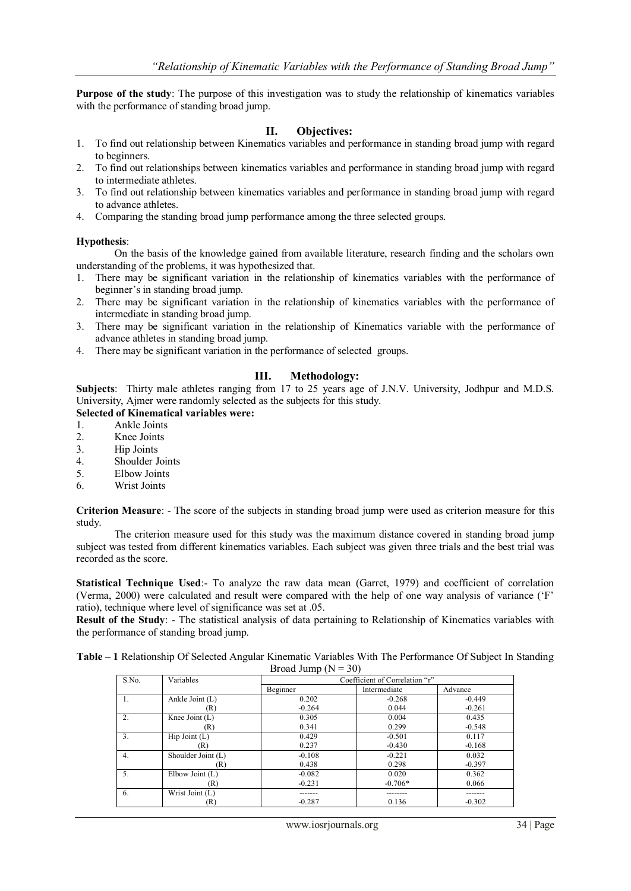**Purpose of the study**: The purpose of this investigation was to study the relationship of kinematics variables with the performance of standing broad jump.

## II. Objectives:

1. To find out relationship between Kinematics variables and performance in standing broad jump with regard to beginners.
2. To find out relationships between kinematics variables and performance in standing broad jump with regard to intermediate athletes.
3. To find out relationship between kinematics variables and performance in standing broad jump with regard to advance athletes.
4. Comparing the standing broad jump performance among the three selected groups.

**Hypothesis**:

On the basis of the knowledge gained from available literature, research finding and the scholars own understanding of the problems, it was hypothesized that.

1. There may be significant variation in the relationship of kinematics variables with the performance of beginner's in standing broad jump.
2. There may be significant variation in the relationship of kinematics variables with the performance of intermediate in standing broad jump.
3. There may be significant variation in the relationship of Kinematics variable with the performance of advance athletes in standing broad jump.
4. There may be significant variation in the performance of selected groups.

## III. Methodology:

**Subjects**: Thirty male athletes ranging from 17 to 25 years age of J.N.V. University, Jodhpur and M.D.S. University, Ajmer were randomly selected as the subjects for this study.

**Selected of Kinematical variables were:**

1. Ankle Joints
2. Knee Joints
3. Hip Joints
4. Shoulder Joints
5. Elbow Joints
6. Wrist Joints

**Criterion Measure**: - The score of the subjects in standing broad jump were used as criterion measure for this study.

The criterion measure used for this study was the maximum distance covered in standing broad jump subject was tested from different kinematics variables. Each subject was given three trials and the best trial was recorded as the score.

**Statistical Technique Used**:- To analyze the raw data mean (Garret, 1979) and coefficient of correlation (Verma, 2000) were calculated and result were compared with the help of one way analysis of variance ('F' ratio), technique where level of significance was set at .05.

**Result of the Study**: - The statistical analysis of data pertaining to Relationship of Kinematics variables with the performance of standing broad jump.

**Table – 1** Relationship Of Selected Angular Kinematic Variables With The Performance Of Subject In Standing Broad Jump (N = 30)

| S.No. | Variables | Coefficient of Correlation "r" | | |
|---|---|---|---|---|
| | | Beginner | Intermediate | Advance |
| 1. | Ankle Joint (L) | 0.202 | -0.268 | -0.449 |
| | (R) | -0.264 | 0.044 | -0.261 |
| 2. | Knee Joint (L) | 0.305 | 0.004 | 0.435 |
| | (R) | 0.341 | 0.299 | -0.548 |
| 3. | Hip Joint (L) | 0.429 | -0.501 | 0.117 |
| | (R) | 0.237 | -0.430 | -0.168 |
| 4. | Shoulder Joint (L) | -0.108 | -0.221 | 0.032 |
| | (R) | 0.438 | 0.298 | -0.397 |
| 5. | Elbow Joint (L) | -0.082 | 0.020 | 0.362 |
| | (R) | -0.231 | -0.706* | 0.066 |
| 6. | Wrist Joint (L) | ------- | -------- | ------- |
| | (R) | -0.287 | 0.136 | -0.302 |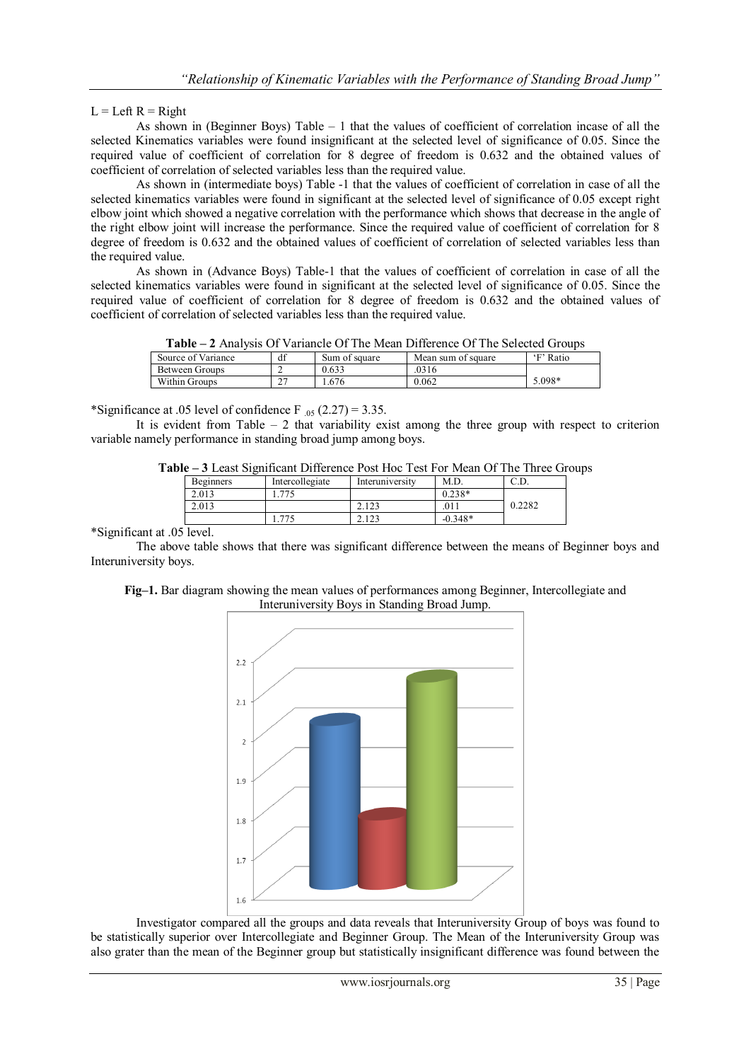L = Left R = Right

As shown in (Beginner Boys) Table – 1 that the values of coefficient of correlation incase of all the selected Kinematics variables were found insignificant at the selected level of significance of 0.05. Since the required value of coefficient of correlation for 8 degree of freedom is 0.632 and the obtained values of coefficient of correlation of selected variables less than the required value.

As shown in (intermediate boys) Table -1 that the values of coefficient of correlation in case of all the selected kinematics variables were found in significant at the selected level of significance of 0.05 except right elbow joint which showed a negative correlation with the performance which shows that decrease in the angle of the right elbow joint will increase the performance. Since the required value of coefficient of correlation for 8 degree of freedom is 0.632 and the obtained values of coefficient of correlation of selected variables less than the required value.

As shown in (Advance Boys) Table-1 that the values of coefficient of correlation in case of all the selected kinematics variables were found in significant at the selected level of significance of 0.05. Since the required value of coefficient of correlation for 8 degree of freedom is 0.632 and the obtained values of coefficient of correlation of selected variables less than the required value.

**Table – 2** Analysis Of Variancle Of The Mean Difference Of The Selected Groups

| Source of Variance | df | Sum of square | Mean sum of square | 'F' Ratio |
|---|---|---|---|---|
| Between Groups | 2 | 0.633 | .0316 | |
| Within Groups | 27 | 1.676 | 0.062 | 5.098* |

*Significance at .05 level of confidence $F_{.05}$ (2.27) = 3.35.

It is evident from Table – 2 that variability exist among the three group with respect to criterion variable namely performance in standing broad jump among boys.

**Table – 3** Least Significant Difference Post Hoc Test For Mean Of The Three Groups

| Beginners | Intercollegiate | Interuniversity | M.D. | C.D. |
|---|---|---|---|---|
| 2.013 | 1.775 | | 0.238* | |
| 2.013 | | 2.123 | .011 | 0.2282 |
| | 1.775 | 2.123 | -0.348* | |

*Significant at .05 level.

The above table shows that there was significant difference between the means of Beginner boys and Interuniversity boys.

**Fig–1.** Bar diagram showing the mean values of performances among Beginner, Intercollegiate and Interuniversity Boys in Standing Broad Jump.

Investigator compared all the groups and data reveals that Interuniversity Group of boys was found to be statistically superior over Intercollegiate and Beginner Group. The Mean of the Interuniversity Group was also grater than the mean of the Beginner group but statistically insignificant difference was found between the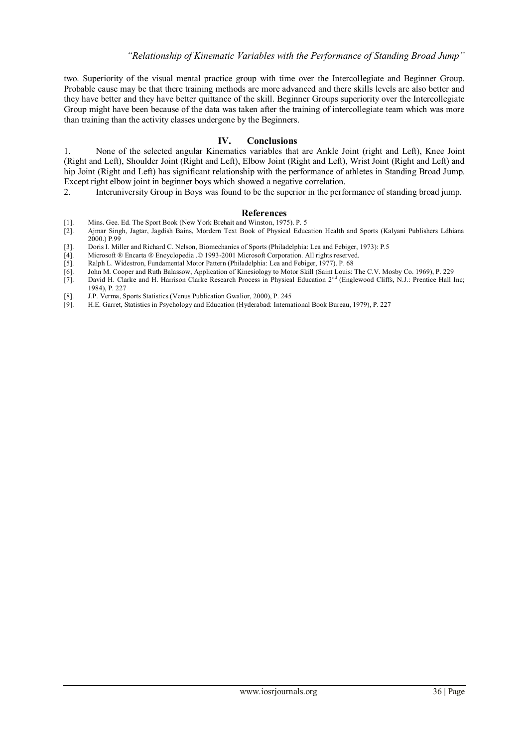two. Superiority of the visual mental practice group with time over the Intercollegiate and Beginner Group. Probable cause may be that there training methods are more advanced and there skills levels are also better and they have better and they have better quittance of the skill. Beginner Groups superiority over the Intercollegiate Group might have been because of the data was taken after the training of intercollegiate team which was more than training than the activity classes undergone by the Beginners.

## IV. Conclusions

1. None of the selected angular Kinematics variables that are Ankle Joint (right and Left), Knee Joint (Right and Left), Shoulder Joint (Right and Left), Elbow Joint (Right and Left), Wrist Joint (Right and Left) and hip Joint (Right and Left) has significant relationship with the performance of athletes in Standing Broad Jump. Except right elbow joint in beginner boys which showed a negative correlation.
2. Interuniversity Group in Boys was found to be the superior in the performance of standing broad jump.

## References

[1]. Mins. Gee. Ed. The Sport Book (New York Brehait and Winston, 1975). P. 5

[2]. Ajmar Singh, Jagtar, Jagdish Bains, Mordern Text Book of Physical Education Health and Sports (Kalyani Publishers Ldhiana 2000.) P.99

[3]. Doris I. Miller and Richard C. Nelson, Biomechanics of Sports (Philadelphia: Lea and Febiger, 1973): P.5

[4]. Microsoft ® Encarta ® Encyclopedia .© 1993-2001 Microsoft Corporation. All rights reserved.

[5]. Ralph L. Widestron, Fundamental Motor Pattern (Philadelphia: Lea and Febiger, 1977). P. 68

[6]. John M. Cooper and Ruth Balassow, Application of Kinesiology to Motor Skill (Saint Louis: The C.V. Mosby Co. 1969), P. 229

[7]. David H. Clarke and H. Harrison Clarke Research Process in Physical Education 2nd (Englewood Cliffs, N.J.: Prentice Hall Inc; 1984), P. 227

[8]. J.P. Verma, Sports Statistics (Venus Publication Gwalior, 2000), P. 245

[9]. H.E. Garret, Statistics in Psychology and Education (Hyderabad: International Book Bureau, 1979), P. 227